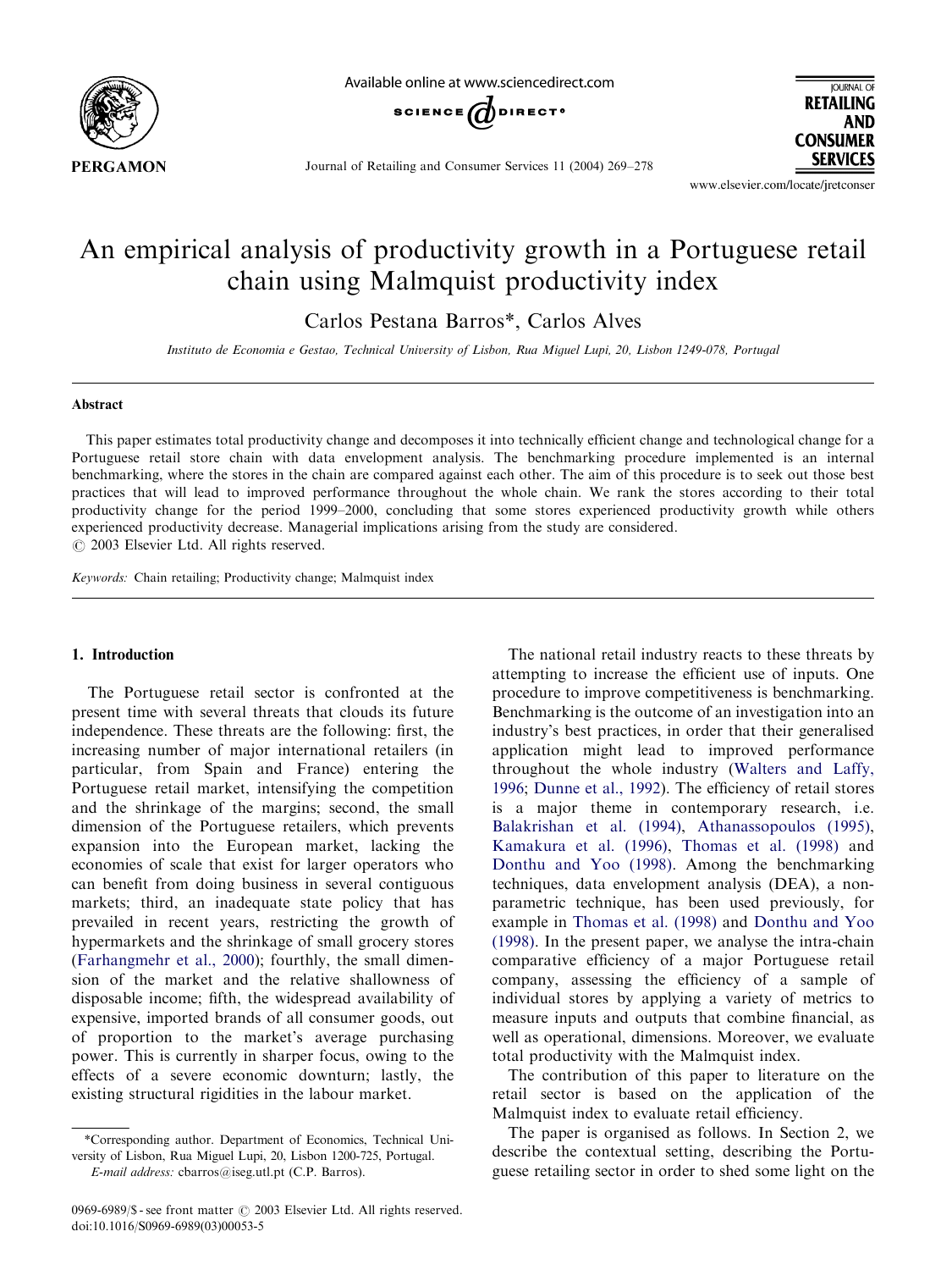# An empirical analysis of productivity growth in a Portuguese retail chain using Malmquist productivity index

Carlos Pestana Barros*, Carlos Alves

*Instituto de Economia e Gestao, Technical University of Lisbon, Rua Miguel Lupi, 20, Lisbon 1249-078, Portugal*

## Abstract

This paper estimates total productivity change and decomposes it into technically efficient change and technological change for a Portuguese retail store chain with data envelopment analysis. The benchmarking procedure implemented is an internal benchmarking, where the stores in the chain are compared against each other. The aim of this procedure is to seek out those best practices that will lead to improved performance throughout the whole chain. We rank the stores according to their total productivity change for the period 1999–2000, concluding that some stores experienced productivity growth while others experienced productivity decrease. Managerial implications arising from the study are considered.
© 2003 Elsevier Ltd. All rights reserved.

*Keywords:* Chain retailing; Productivity change; Malmquist index

## 1. Introduction

The Portuguese retail sector is confronted at the present time with several threats that clouds its future independence. These threats are the following: first, the increasing number of major international retailers (in particular, from Spain and France) entering the Portuguese retail market, intensifying the competition and the shrinkage of the margins; second, the small dimension of the Portuguese retailers, which prevents expansion into the European market, lacking the economies of scale that exist for larger operators who can benefit from doing business in several contiguous markets; third, an inadequate state policy that has prevailed in recent years, restricting the growth of hypermarkets and the shrinkage of small grocery stores (Farhangmehr et al., 2000); fourthly, the small dimension of the market and the relative shallowness of disposable income; fifth, the widespread availability of expensive, imported brands of all consumer goods, out of proportion to the market's average purchasing power. This is currently in sharper focus, owing to the effects of a severe economic downturn; lastly, the existing structural rigidities in the labour market.

The national retail industry reacts to these threats by attempting to increase the efficient use of inputs. One procedure to improve competitiveness is benchmarking. Benchmarking is the outcome of an investigation into an industry's best practices, in order that their generalised application might lead to improved performance throughout the whole industry (Walters and Laffy, 1996; Dunne et al., 1992). The efficiency of retail stores is a major theme in contemporary research, i.e. Balakrishan et al. (1994), Athanassopoulos (1995), Kamakura et al. (1996), Thomas et al. (1998) and Donthu and Yoo (1998). Among the benchmarking techniques, data envelopment analysis (DEA), a non-parametric technique, has been used previously, for example in Thomas et al. (1998) and Donthu and Yoo (1998). In the present paper, we analyse the intra-chain comparative efficiency of a major Portuguese retail company, assessing the efficiency of a sample of individual stores by applying a variety of metrics to measure inputs and outputs that combine financial, as well as operational, dimensions. Moreover, we evaluate total productivity with the Malmquist index.

The contribution of this paper to literature on the retail sector is based on the application of the Malmquist index to evaluate retail efficiency.

The paper is organised as follows. In Section 2, we describe the contextual setting, describing the Portuguese retailing sector in order to shed some light on the

---

*Corresponding author. Department of Economics, Technical University of Lisbon, Rua Miguel Lupi, 20, Lisbon 1200-725, Portugal.
*E-mail address:* cbarros@iseg.utl.pt (C.P. Barros).

0969-6989/$ - see front matter © 2003 Elsevier Ltd. All rights reserved.
doi:10.1016/S0969-6989(03)00053-5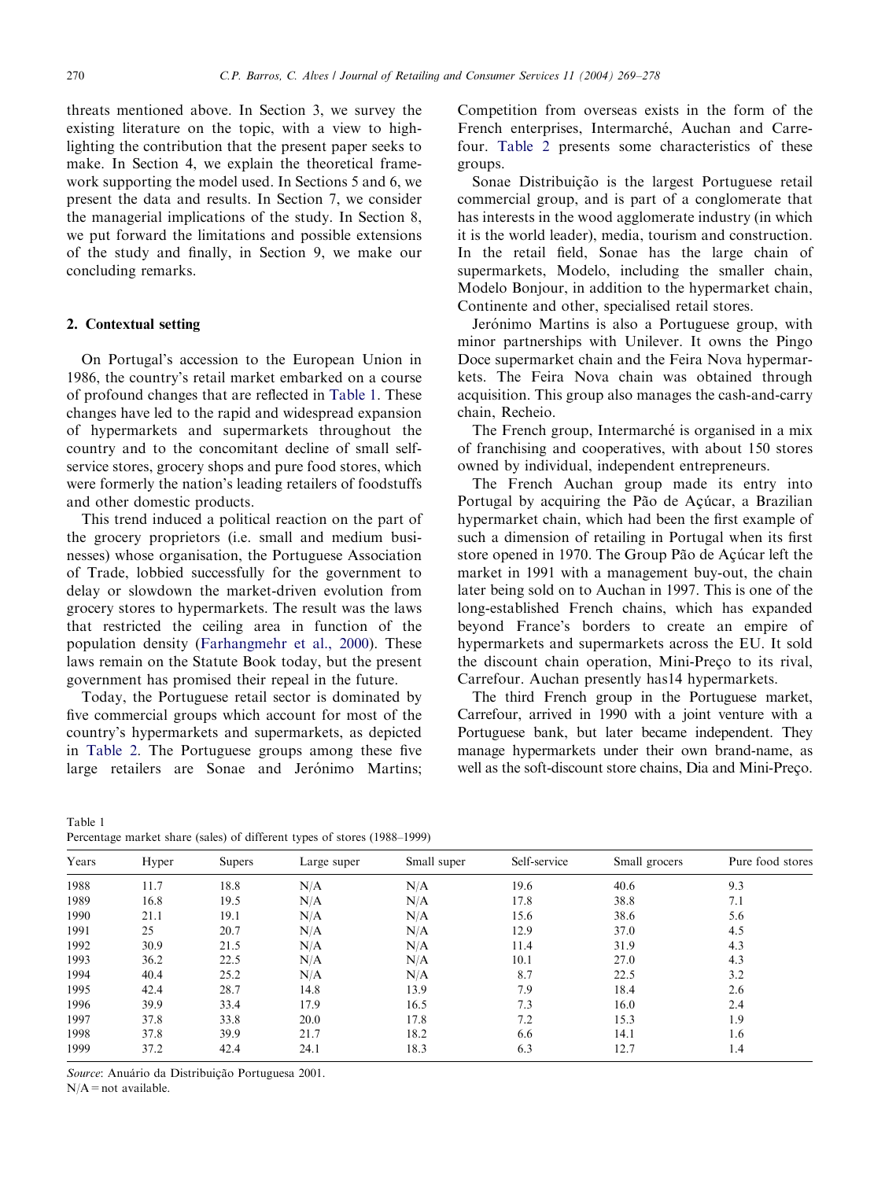threats mentioned above. In Section 3, we survey the existing literature on the topic, with a view to highlighting the contribution that the present paper seeks to make. In Section 4, we explain the theoretical framework supporting the model used. In Sections 5 and 6, we present the data and results. In Section 7, we consider the managerial implications of the study. In Section 8, we put forward the limitations and possible extensions of the study and finally, in Section 9, we make our concluding remarks.

## 2. Contextual setting

On Portugal's accession to the European Union in 1986, the country's retail market embarked on a course of profound changes that are reflected in Table 1. These changes have led to the rapid and widespread expansion of hypermarkets and supermarkets throughout the country and to the concomitant decline of small self-service stores, grocery shops and pure food stores, which were formerly the nation's leading retailers of foodstuffs and other domestic products.

This trend induced a political reaction on the part of the grocery proprietors (i.e. small and medium businesses) whose organisation, the Portuguese Association of Trade, lobbied successfully for the government to delay or slowdown the market-driven evolution from grocery stores to hypermarkets. The result was the laws that restricted the ceiling area in function of the population density (Farhangmehr et al., 2000). These laws remain on the Statute Book today, but the present government has promised their repeal in the future.

Today, the Portuguese retail sector is dominated by five commercial groups which account for most of the country's hypermarkets and supermarkets, as depicted in Table 2. The Portuguese groups among these five large retailers are Sonae and Jerónimo Martins; Competition from overseas exists in the form of the French enterprises, Intermarché, Auchan and Carrefour. Table 2 presents some characteristics of these groups.

Sonae Distribuição is the largest Portuguese retail commercial group, and is part of a conglomerate that has interests in the wood agglomerate industry (in which it is the world leader), media, tourism and construction. In the retail field, Sonae has the large chain of supermarkets, Modelo, including the smaller chain, Modelo Bonjour, in addition to the hypermarket chain, Continente and other, specialised retail stores.

Jerónimo Martins is also a Portuguese group, with minor partnerships with Unilever. It owns the Pingo Doce supermarket chain and the Feira Nova hypermarkets. The Feira Nova chain was obtained through acquisition. This group also manages the cash-and-carry chain, Recheio.

The French group, Intermarché is organised in a mix of franchising and cooperatives, with about 150 stores owned by individual, independent entrepreneurs.

The French Auchan group made its entry into Portugal by acquiring the Pão de Açúcar, a Brazilian hypermarket chain, which had been the first example of such a dimension of retailing in Portugal when its first store opened in 1970. The Group Pão de Açúcar left the market in 1991 with a management buy-out, the chain later being sold on to Auchan in 1997. This is one of the long-established French chains, which has expanded beyond France's borders to create an empire of hypermarkets and supermarkets across the EU. It sold the discount chain operation, Mini-Preço to its rival, Carrefour. Auchan presently has14 hypermarkets.

The third French group in the Portuguese market, Carrefour, arrived in 1990 with a joint venture with a Portuguese bank, but later became independent. They manage hypermarkets under their own brand-name, as well as the soft-discount store chains, Dia and Mini-Preço.

Table 1
Percentage market share (sales) of different types of stores (1988–1999)

| Years | Hyper | Supers | Large super | Small super | Self-service | Small grocers | Pure food stores |
|---|---|---|---|---|---|---|---|
| 1988 | 11.7 | 18.8 | N/A | N/A | 19.6 | 40.6 | 9.3 |
| 1989 | 16.8 | 19.5 | N/A | N/A | 17.8 | 38.8 | 7.1 |
| 1990 | 21.1 | 19.1 | N/A | N/A | 15.6 | 38.6 | 5.6 |
| 1991 | 25 | 20.7 | N/A | N/A | 12.9 | 37.0 | 4.5 |
| 1992 | 30.9 | 21.5 | N/A | N/A | 11.4 | 31.9 | 4.3 |
| 1993 | 36.2 | 22.5 | N/A | N/A | 10.1 | 27.0 | 4.3 |
| 1994 | 40.4 | 25.2 | N/A | N/A | 8.7 | 22.5 | 3.2 |
| 1995 | 42.4 | 28.7 | 14.8 | 13.9 | 7.9 | 18.4 | 2.6 |
| 1996 | 39.9 | 33.4 | 17.9 | 16.5 | 7.3 | 16.0 | 2.4 |
| 1997 | 37.8 | 33.8 | 20.0 | 17.8 | 7.2 | 15.3 | 1.9 |
| 1998 | 37.8 | 39.9 | 21.7 | 18.2 | 6.6 | 14.1 | 1.6 |
| 1999 | 37.2 | 42.4 | 24.1 | 18.3 | 6.3 | 12.7 | 1.4 |

*Source*: Anuário da Distribuição Portuguesa 2001.
N/A = not available.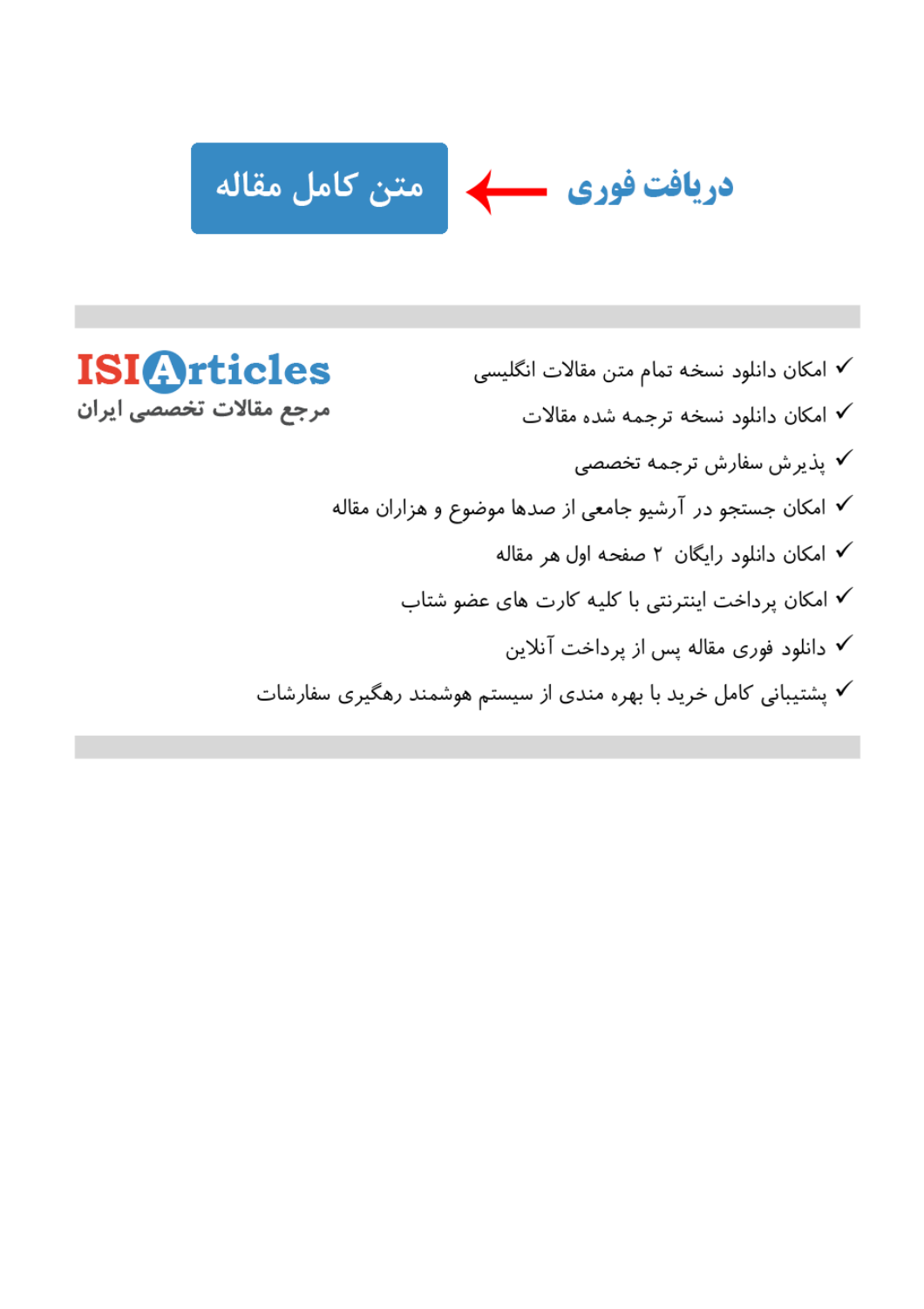دریافت فوری ← متن کامل مقاله

**ISIArticles**
مرجع مقالات تخصصی ایران

- ✓ امکان دانلود نسخه تمام متن مقالات انگلیسی
- ✓ امکان دانلود نسخه ترجمه شده مقالات
- ✓ پذیرش سفارش ترجمه تخصصی
- ✓ امکان جستجو در آرشیو جامعی از صدها موضوع و هزاران مقاله
- ✓ امکان دانلود رایگان ۲ صفحه اول هر مقاله
- ✓ امکان پرداخت اینترنتی با کلیه کارت های عضو شتاب
- ✓ دانلود فوری مقاله پس از پرداخت آنلاین
- ✓ پشتیبانی کامل خرید با بهره مندی از سیستم هوشمند رهگیری سفارشات